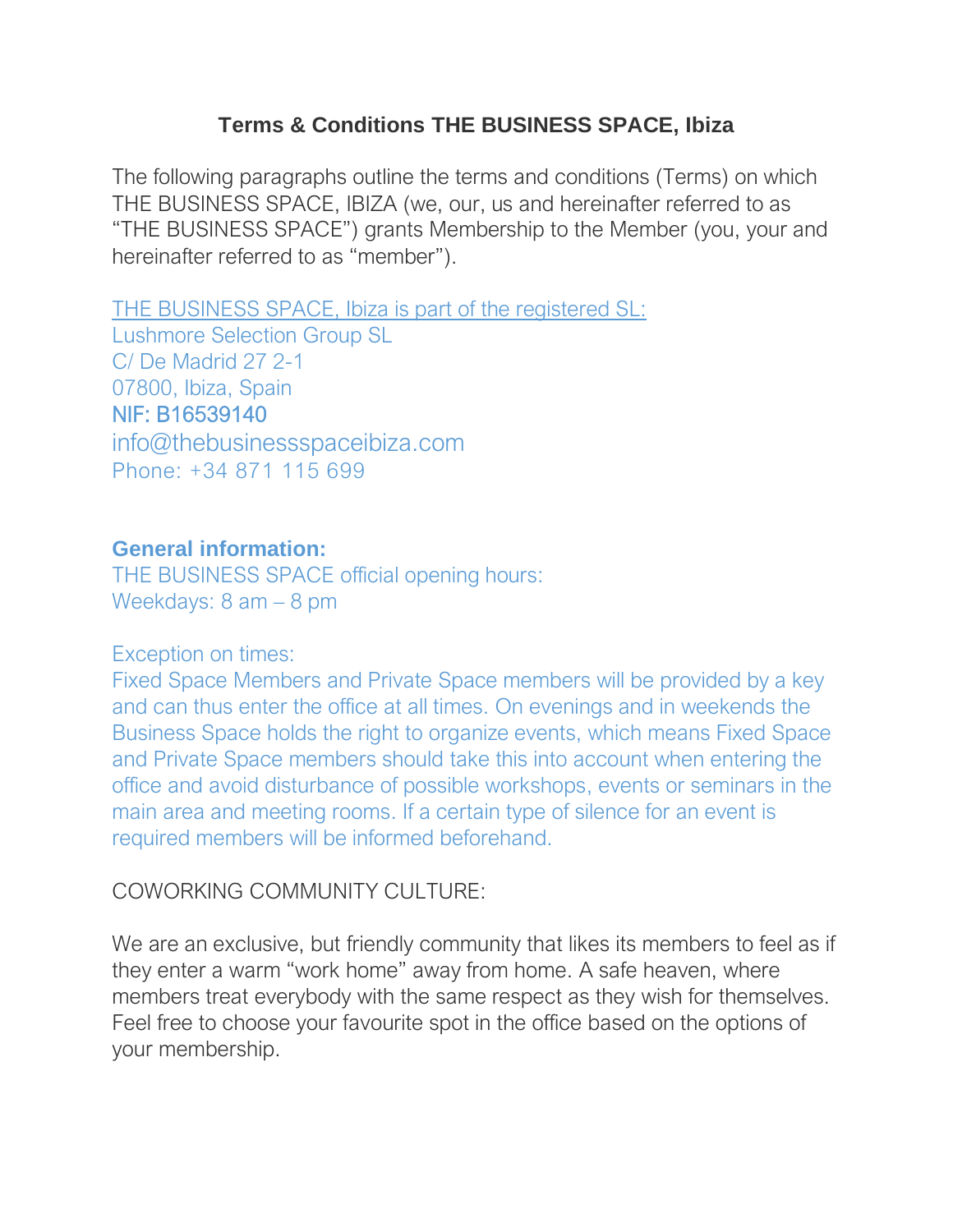# Terms & Conditions THE BUSINESS SPACE, Ibiza

The following paragraphs outline the terms and conditions (Terms) on which THE BUSINESS SPACE, IBIZA (we, our, us and hereinafter referred to as “THE BUSINESS SPACE”) grants Membership to the Member (you, your and hereinafter referred to as “member”).

THE BUSINESS SPACE, Ibiza is part of the registered SL:
Lushmore Selection Group SL
C/ De Madrid 27 2-1
07800, Ibiza, Spain
NIF: B16539140
info@thebusinessspaceibiza.com
Phone: +34 871 115 699

**General information:**
THE BUSINESS SPACE official opening hours:
Weekdays: 8 am – 8 pm

Exception on times:
Fixed Space Members and Private Space members will be provided by a key and can thus enter the office at all times. On evenings and in weekends the Business Space holds the right to organize events, which means Fixed Space and Private Space members should take this into account when entering the office and avoid disturbance of possible workshops, events or seminars in the main area and meeting rooms. If a certain type of silence for an event is required members will be informed beforehand.

COWORKING COMMUNITY CULTURE:

We are an exclusive, but friendly community that likes its members to feel as if they enter a warm “work home” away from home. A safe heaven, where members treat everybody with the same respect as they wish for themselves. Feel free to choose your favourite spot in the office based on the options of your membership.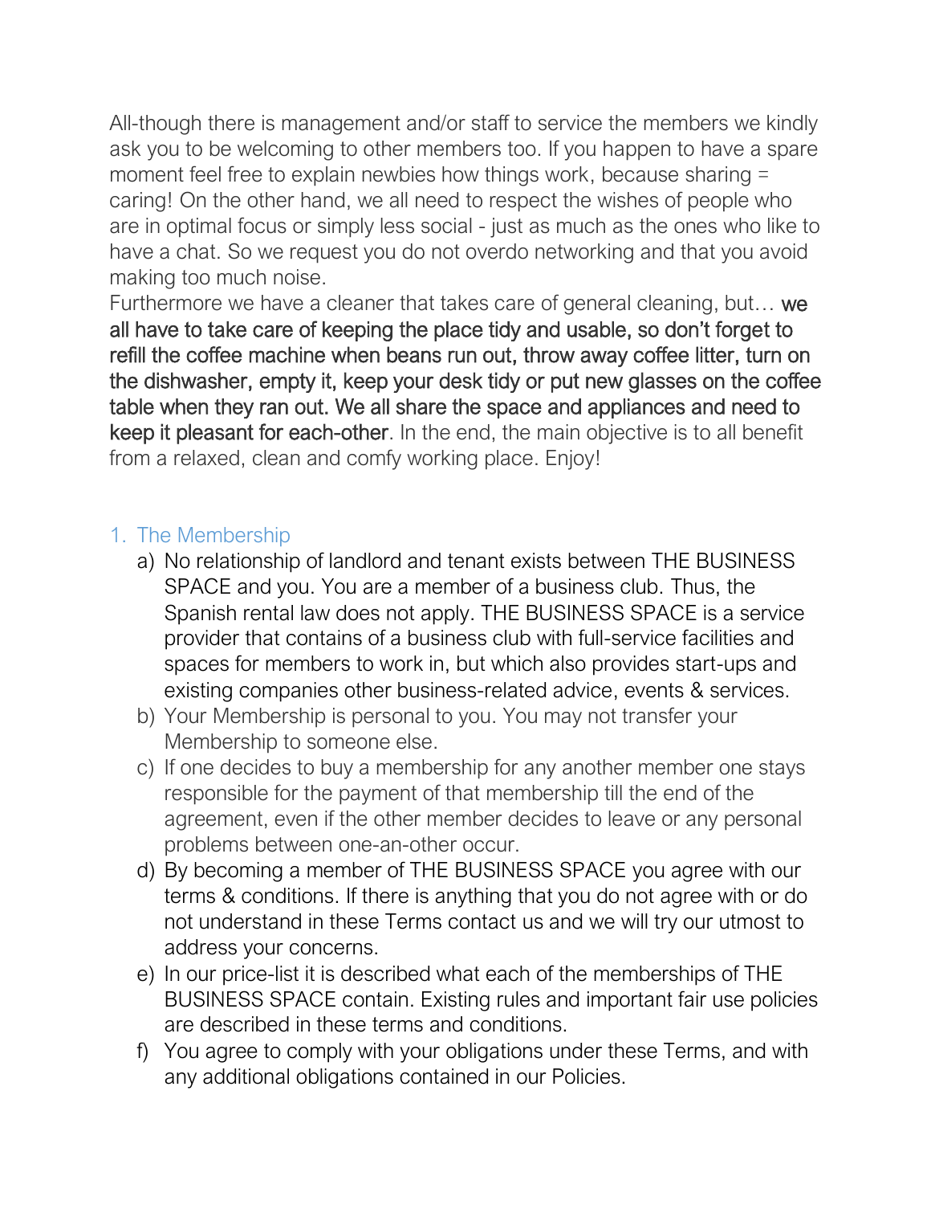All-though there is management and/or staff to service the members we kindly ask you to be welcoming to other members too. If you happen to have a spare moment feel free to explain newbies how things work, because sharing = caring! On the other hand, we all need to respect the wishes of people who are in optimal focus or simply less social - just as much as the ones who like to have a chat. So we request you do not overdo networking and that you avoid making too much noise.
Furthermore we have a cleaner that takes care of general cleaning, but… **we all have to take care of keeping the place tidy and usable, so don't forget to refill the coffee machine when beans run out, throw away coffee litter, turn on the dishwasher, empty it, keep your desk tidy or put new glasses on the coffee table when they ran out. We all share the space and appliances and need to keep it pleasant for each-other**. In the end, the main objective is to all benefit from a relaxed, clean and comfy working place. Enjoy!

## 1. The Membership

a) No relationship of landlord and tenant exists between THE BUSINESS SPACE and you. You are a member of a business club. Thus, the Spanish rental law does not apply. THE BUSINESS SPACE is a service provider that contains of a business club with full-service facilities and spaces for members to work in, but which also provides start-ups and existing companies other business-related advice, events & services.

b) Your Membership is personal to you. You may not transfer your Membership to someone else.

c) If one decides to buy a membership for any another member one stays responsible for the payment of that membership till the end of the agreement, even if the other member decides to leave or any personal problems between one-an-other occur.

d) By becoming a member of THE BUSINESS SPACE you agree with our terms & conditions. If there is anything that you do not agree with or do not understand in these Terms contact us and we will try our utmost to address your concerns.

e) In our price-list it is described what each of the memberships of THE BUSINESS SPACE contain. Existing rules and important fair use policies are described in these terms and conditions.

f) You agree to comply with your obligations under these Terms, and with any additional obligations contained in our Policies.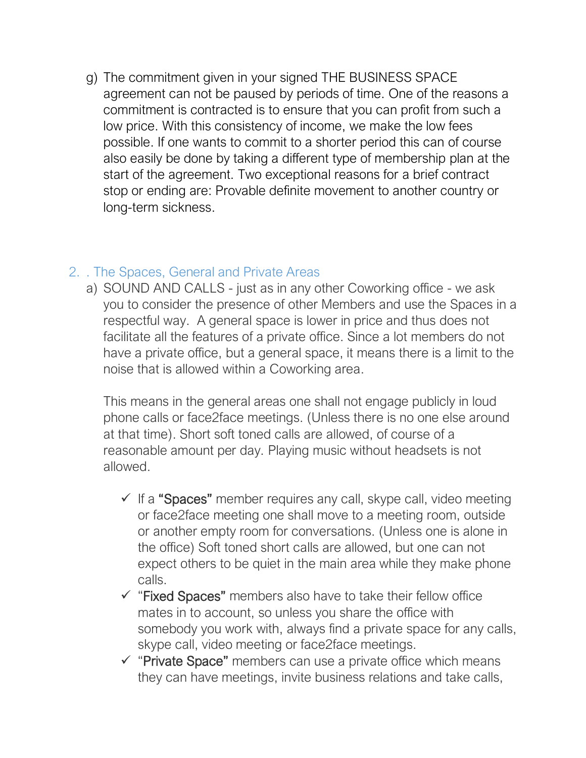g) The commitment given in your signed THE BUSINESS SPACE agreement can not be paused by periods of time. One of the reasons a commitment is contracted is to ensure that you can profit from such a low price. With this consistency of income, we make the low fees possible. If one wants to commit to a shorter period this can of course also easily be done by taking a different type of membership plan at the start of the agreement. Two exceptional reasons for a brief contract stop or ending are: Provable definite movement to another country or long-term sickness.

## 2. . The Spaces, General and Private Areas

a) SOUND AND CALLS - just as in any other Coworking office - we ask you to consider the presence of other Members and use the Spaces in a respectful way.  A general space is lower in price and thus does not facilitate all the features of a private office. Since a lot members do not have a private office, but a general space, it means there is a limit to the noise that is allowed within a Coworking area.

   This means in the general areas one shall not engage publicly in loud phone calls or face2face meetings. (Unless there is no one else around at that time). Short soft toned calls are allowed, of course of a reasonable amount per day. Playing music without headsets is not allowed.

   - ✓ If a **"Spaces"** member requires any call, skype call, video meeting or face2face meeting one shall move to a meeting room, outside or another empty room for conversations. (Unless one is alone in the office) Soft toned short calls are allowed, but one can not expect others to be quiet in the main area while they make phone calls.
   - ✓ "**Fixed Spaces"** members also have to take their fellow office mates in to account, so unless you share the office with somebody you work with, always find a private space for any calls, skype call, video meeting or face2face meetings.
   - ✓ "**Private Space"** members can use a private office which means they can have meetings, invite business relations and take calls,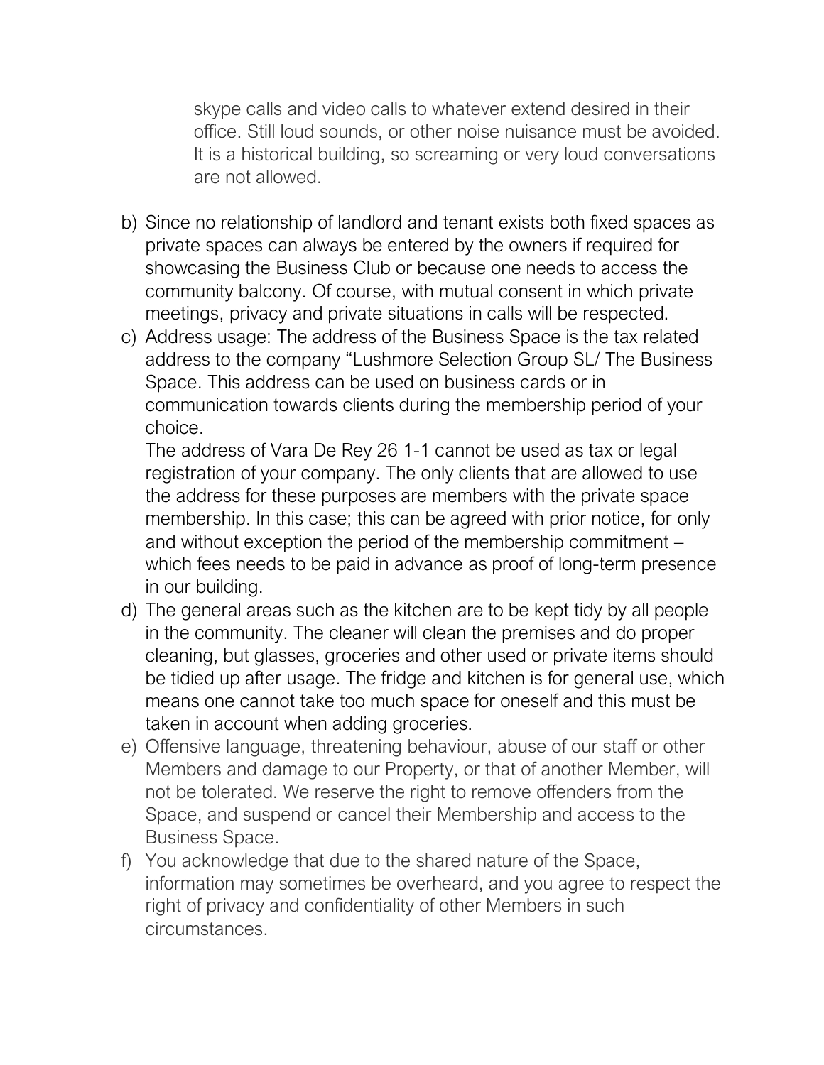skype calls and video calls to whatever extend desired in their office. Still loud sounds, or other noise nuisance must be avoided. It is a historical building, so screaming or very loud conversations are not allowed.

b) Since no relationship of landlord and tenant exists both fixed spaces as private spaces can always be entered by the owners if required for showcasing the Business Club or because one needs to access the community balcony. Of course, with mutual consent in which private meetings, privacy and private situations in calls will be respected.
c) Address usage: The address of the Business Space is the tax related address to the company "Lushmore Selection Group SL/ The Business Space. This address can be used on business cards or in communication towards clients during the membership period of your choice.
   The address of Vara De Rey 26 1-1 cannot be used as tax or legal registration of your company. The only clients that are allowed to use the address for these purposes are members with the private space membership. In this case; this can be agreed with prior notice, for only and without exception the period of the membership commitment – which fees needs to be paid in advance as proof of long-term presence in our building.
d) The general areas such as the kitchen are to be kept tidy by all people in the community. The cleaner will clean the premises and do proper cleaning, but glasses, groceries and other used or private items should be tidied up after usage. The fridge and kitchen is for general use, which means one cannot take too much space for oneself and this must be taken in account when adding groceries.
e) Offensive language, threatening behaviour, abuse of our staff or other Members and damage to our Property, or that of another Member, will not be tolerated. We reserve the right to remove offenders from the Space, and suspend or cancel their Membership and access to the Business Space.
f) You acknowledge that due to the shared nature of the Space, information may sometimes be overheard, and you agree to respect the right of privacy and confidentiality of other Members in such circumstances.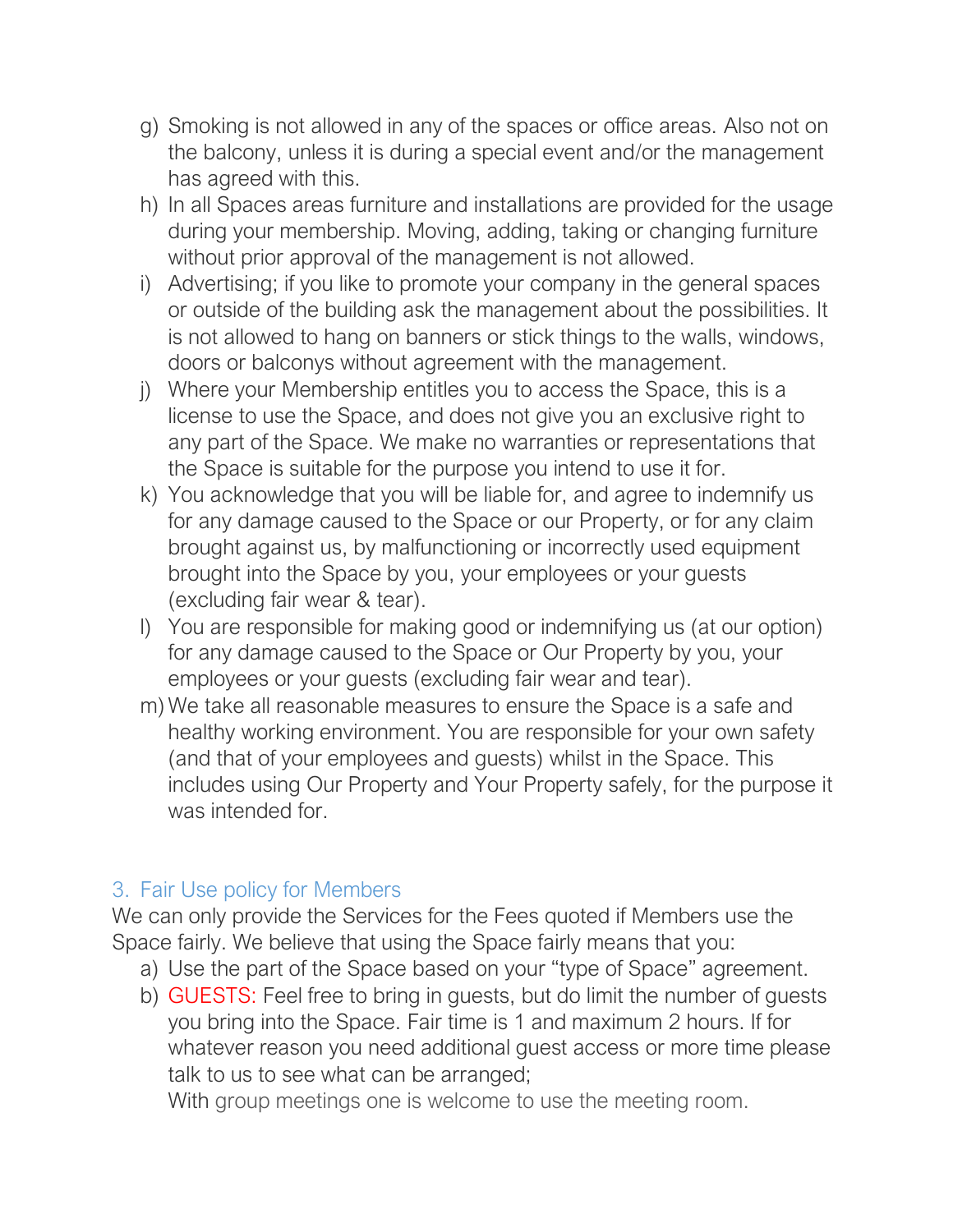g) Smoking is not allowed in any of the spaces or office areas. Also not on the balcony, unless it is during a special event and/or the management has agreed with this.
h) In all Spaces areas furniture and installations are provided for the usage during your membership. Moving, adding, taking or changing furniture without prior approval of the management is not allowed.
i) Advertising; if you like to promote your company in the general spaces or outside of the building ask the management about the possibilities. It is not allowed to hang on banners or stick things to the walls, windows, doors or balconys without agreement with the management.
j) Where your Membership entitles you to access the Space, this is a license to use the Space, and does not give you an exclusive right to any part of the Space. We make no warranties or representations that the Space is suitable for the purpose you intend to use it for.
k) You acknowledge that you will be liable for, and agree to indemnify us for any damage caused to the Space or our Property, or for any claim brought against us, by malfunctioning or incorrectly used equipment brought into the Space by you, your employees or your guests (excluding fair wear & tear).
l) You are responsible for making good or indemnifying us (at our option) for any damage caused to the Space or Our Property by you, your employees or your guests (excluding fair wear and tear).
m) We take all reasonable measures to ensure the Space is a safe and healthy working environment. You are responsible for your own safety (and that of your employees and guests) whilst in the Space. This includes using Our Property and Your Property safely, for the purpose it was intended for.

## 3. Fair Use policy for Members

We can only provide the Services for the Fees quoted if Members use the Space fairly. We believe that using the Space fairly means that you:

a) Use the part of the Space based on your "type of Space" agreement.
b) GUESTS: Feel free to bring in guests, but do limit the number of guests you bring into the Space. Fair time is 1 and maximum 2 hours. If for whatever reason you need additional guest access or more time please talk to us to see what can be arranged;
   With group meetings one is welcome to use the meeting room.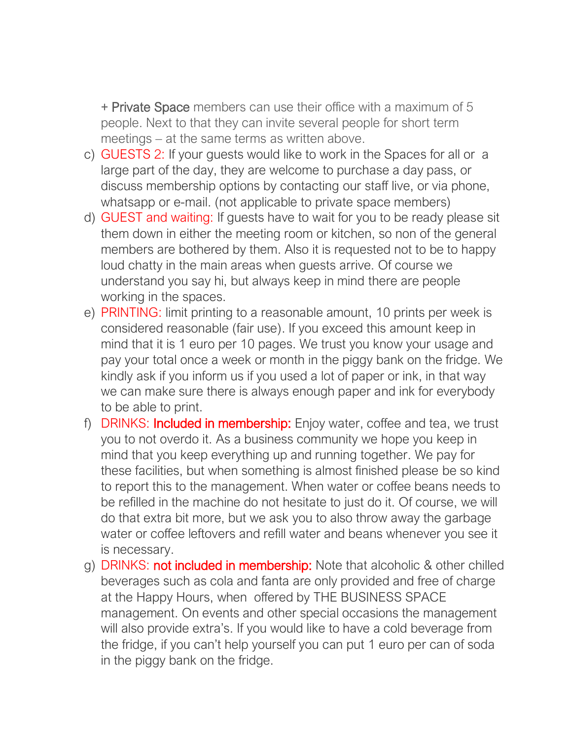+ Private Space members can use their office with a maximum of 5 people. Next to that they can invite several people for short term meetings – at the same terms as written above.

c) GUESTS 2: If your guests would like to work in the Spaces for all or a large part of the day, they are welcome to purchase a day pass, or discuss membership options by contacting our staff live, or via phone, whatsapp or e-mail. (not applicable to private space members)
d) GUEST and waiting: If guests have to wait for you to be ready please sit them down in either the meeting room or kitchen, so non of the general members are bothered by them. Also it is requested not to be to happy loud chatty in the main areas when guests arrive. Of course we understand you say hi, but always keep in mind there are people working in the spaces.
e) PRINTING: limit printing to a reasonable amount, 10 prints per week is considered reasonable (fair use). If you exceed this amount keep in mind that it is 1 euro per 10 pages. We trust you know your usage and pay your total once a week or month in the piggy bank on the fridge. We kindly ask if you inform us if you used a lot of paper or ink, in that way we can make sure there is always enough paper and ink for everybody to be able to print.
f) DRINKS: Included in membership: Enjoy water, coffee and tea, we trust you to not overdo it. As a business community we hope you keep in mind that you keep everything up and running together. We pay for these facilities, but when something is almost finished please be so kind to report this to the management. When water or coffee beans needs to be refilled in the machine do not hesitate to just do it. Of course, we will do that extra bit more, but we ask you to also throw away the garbage water or coffee leftovers and refill water and beans whenever you see it is necessary.
g) DRINKS: not included in membership: Note that alcoholic & other chilled beverages such as cola and fanta are only provided and free of charge at the Happy Hours, when offered by THE BUSINESS SPACE management. On events and other special occasions the management will also provide extra's. If you would like to have a cold beverage from the fridge, if you can't help yourself you can put 1 euro per can of soda in the piggy bank on the fridge.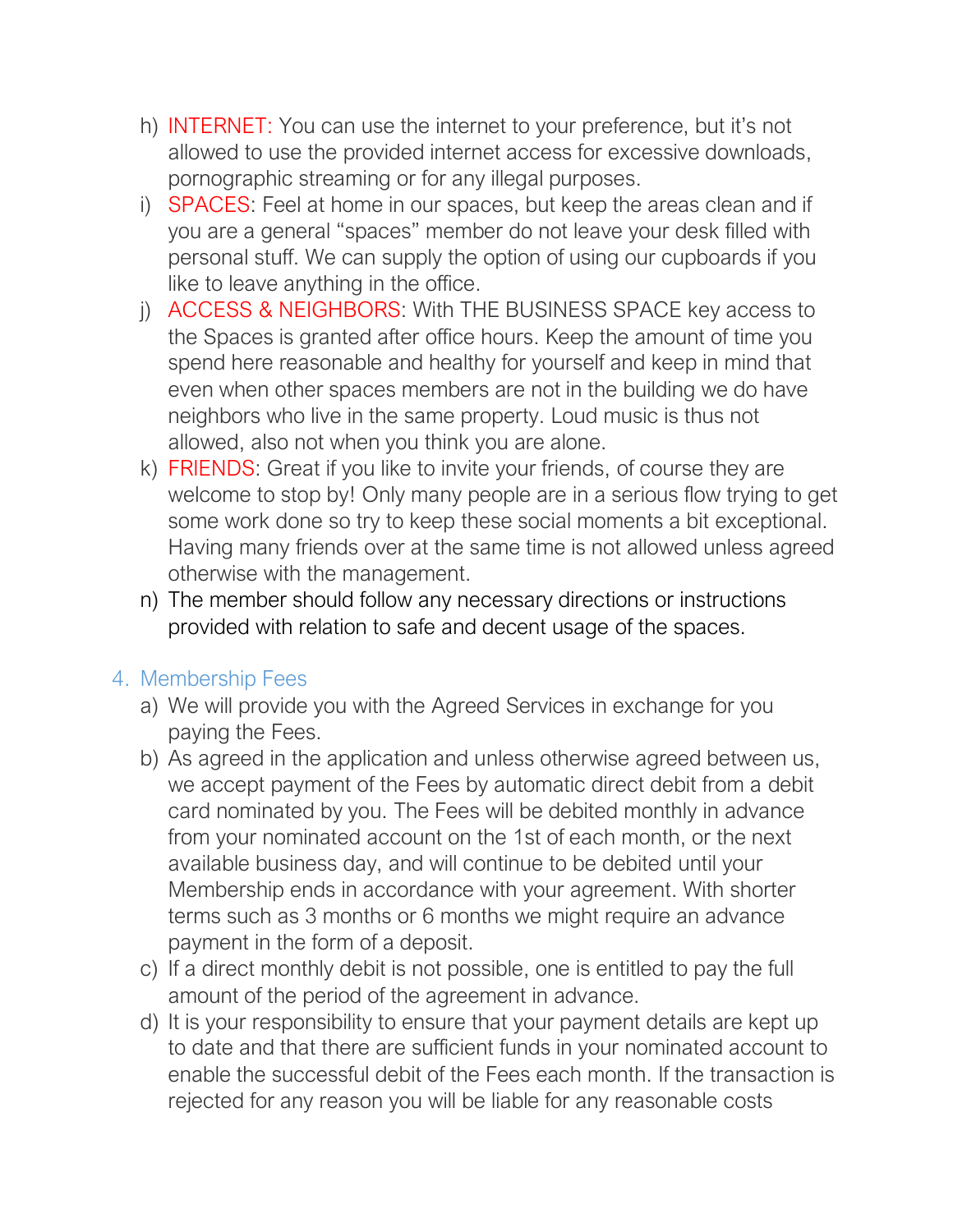h) INTERNET: You can use the internet to your preference, but it's not allowed to use the provided internet access for excessive downloads, pornographic streaming or for any illegal purposes.

i) SPACES: Feel at home in our spaces, but keep the areas clean and if you are a general "spaces" member do not leave your desk filled with personal stuff. We can supply the option of using our cupboards if you like to leave anything in the office.

j) ACCESS & NEIGHBORS: With THE BUSINESS SPACE key access to the Spaces is granted after office hours. Keep the amount of time you spend here reasonable and healthy for yourself and keep in mind that even when other spaces members are not in the building we do have neighbors who live in the same property. Loud music is thus not allowed, also not when you think you are alone.

k) FRIENDS: Great if you like to invite your friends, of course they are welcome to stop by! Only many people are in a serious flow trying to get some work done so try to keep these social moments a bit exceptional. Having many friends over at the same time is not allowed unless agreed otherwise with the management.

n) The member should follow any necessary directions or instructions provided with relation to safe and decent usage of the spaces.

## 4. Membership Fees

a) We will provide you with the Agreed Services in exchange for you paying the Fees.

b) As agreed in the application and unless otherwise agreed between us, we accept payment of the Fees by automatic direct debit from a debit card nominated by you. The Fees will be debited monthly in advance from your nominated account on the 1st of each month, or the next available business day, and will continue to be debited until your Membership ends in accordance with your agreement. With shorter terms such as 3 months or 6 months we might require an advance payment in the form of a deposit.

c) If a direct monthly debit is not possible, one is entitled to pay the full amount of the period of the agreement in advance.

d) It is your responsibility to ensure that your payment details are kept up to date and that there are sufficient funds in your nominated account to enable the successful debit of the Fees each month. If the transaction is rejected for any reason you will be liable for any reasonable costs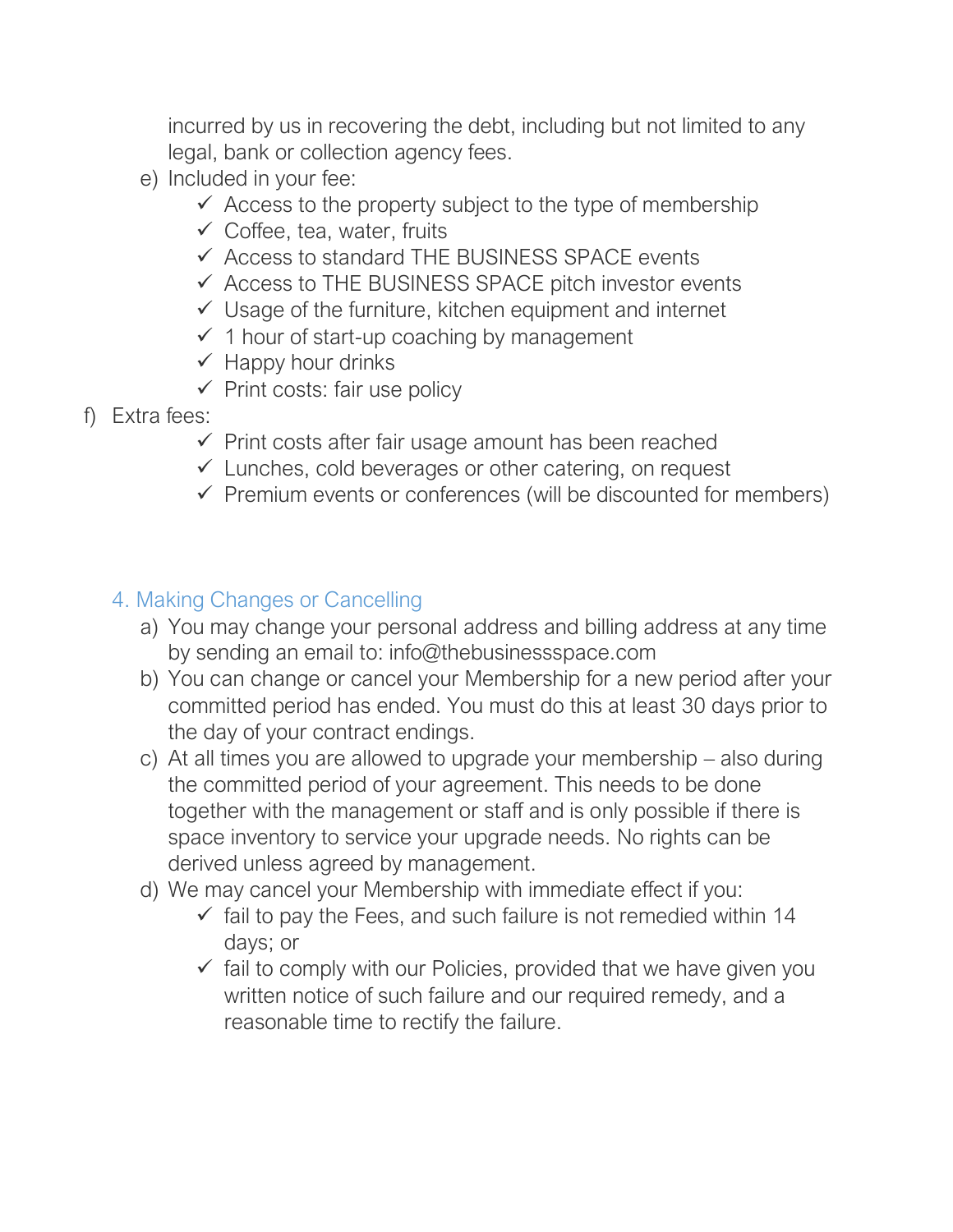incurred by us in recovering the debt, including but not limited to any legal, bank or collection agency fees.

e) Included in your fee:
   - ✓ Access to the property subject to the type of membership
   - ✓ Coffee, tea, water, fruits
   - ✓ Access to standard THE BUSINESS SPACE events
   - ✓ Access to THE BUSINESS SPACE pitch investor events
   - ✓ Usage of the furniture, kitchen equipment and internet
   - ✓ 1 hour of start-up coaching by management
   - ✓ Happy hour drinks
   - ✓ Print costs: fair use policy

f) Extra fees:
   - ✓ Print costs after fair usage amount has been reached
   - ✓ Lunches, cold beverages or other catering, on request
   - ✓ Premium events or conferences (will be discounted for members)

## 4. Making Changes or Cancelling

a) You may change your personal address and billing address at any time by sending an email to: info@thebusinessspace.com

b) You can change or cancel your Membership for a new period after your committed period has ended. You must do this at least 30 days prior to the day of your contract endings.

c) At all times you are allowed to upgrade your membership – also during the committed period of your agreement. This needs to be done together with the management or staff and is only possible if there is space inventory to service your upgrade needs. No rights can be derived unless agreed by management.

d) We may cancel your Membership with immediate effect if you:
   - ✓ fail to pay the Fees, and such failure is not remedied within 14 days; or
   - ✓ fail to comply with our Policies, provided that we have given you written notice of such failure and our required remedy, and a reasonable time to rectify the failure.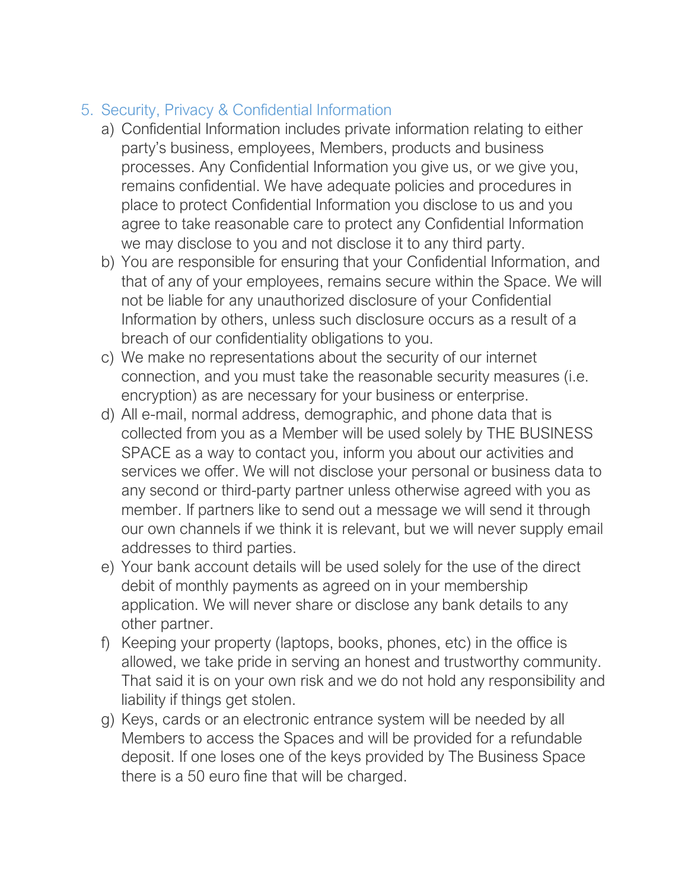## 5. Security, Privacy & Confidential Information

a) Confidential Information includes private information relating to either party's business, employees, Members, products and business processes. Any Confidential Information you give us, or we give you, remains confidential. We have adequate policies and procedures in place to protect Confidential Information you disclose to us and you agree to take reasonable care to protect any Confidential Information we may disclose to you and not disclose it to any third party.

b) You are responsible for ensuring that your Confidential Information, and that of any of your employees, remains secure within the Space. We will not be liable for any unauthorized disclosure of your Confidential Information by others, unless such disclosure occurs as a result of a breach of our confidentiality obligations to you.

c) We make no representations about the security of our internet connection, and you must take the reasonable security measures (i.e. encryption) as are necessary for your business or enterprise.

d) All e-mail, normal address, demographic, and phone data that is collected from you as a Member will be used solely by THE BUSINESS SPACE as a way to contact you, inform you about our activities and services we offer. We will not disclose your personal or business data to any second or third-party partner unless otherwise agreed with you as member. If partners like to send out a message we will send it through our own channels if we think it is relevant, but we will never supply email addresses to third parties.

e) Your bank account details will be used solely for the use of the direct debit of monthly payments as agreed on in your membership application. We will never share or disclose any bank details to any other partner.

f) Keeping your property (laptops, books, phones, etc) in the office is allowed, we take pride in serving an honest and trustworthy community. That said it is on your own risk and we do not hold any responsibility and liability if things get stolen.

g) Keys, cards or an electronic entrance system will be needed by all Members to access the Spaces and will be provided for a refundable deposit. If one loses one of the keys provided by The Business Space there is a 50 euro fine that will be charged.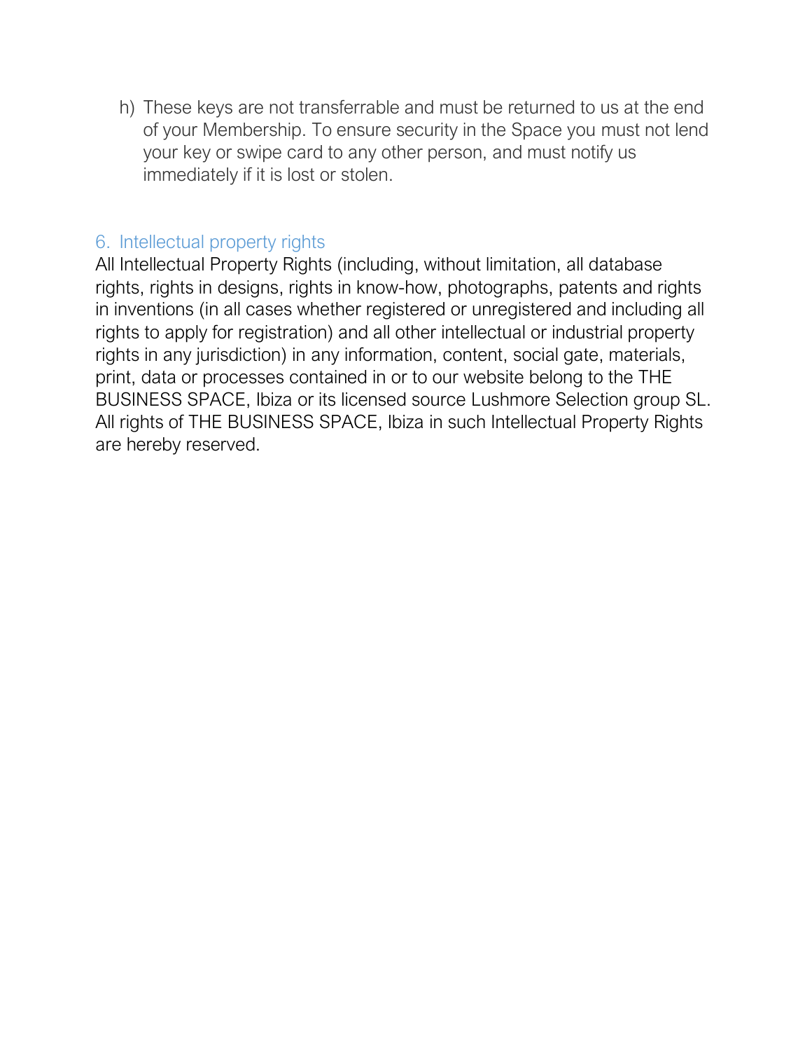h) These keys are not transferrable and must be returned to us at the end of your Membership. To ensure security in the Space you must not lend your key or swipe card to any other person, and must notify us immediately if it is lost or stolen.

## 6. Intellectual property rights

All Intellectual Property Rights (including, without limitation, all database rights, rights in designs, rights in know-how, photographs, patents and rights in inventions (in all cases whether registered or unregistered and including all rights to apply for registration) and all other intellectual or industrial property rights in any jurisdiction) in any information, content, social gate, materials, print, data or processes contained in or to our website belong to the THE BUSINESS SPACE, Ibiza or its licensed source Lushmore Selection group SL. All rights of THE BUSINESS SPACE, Ibiza in such Intellectual Property Rights are hereby reserved.